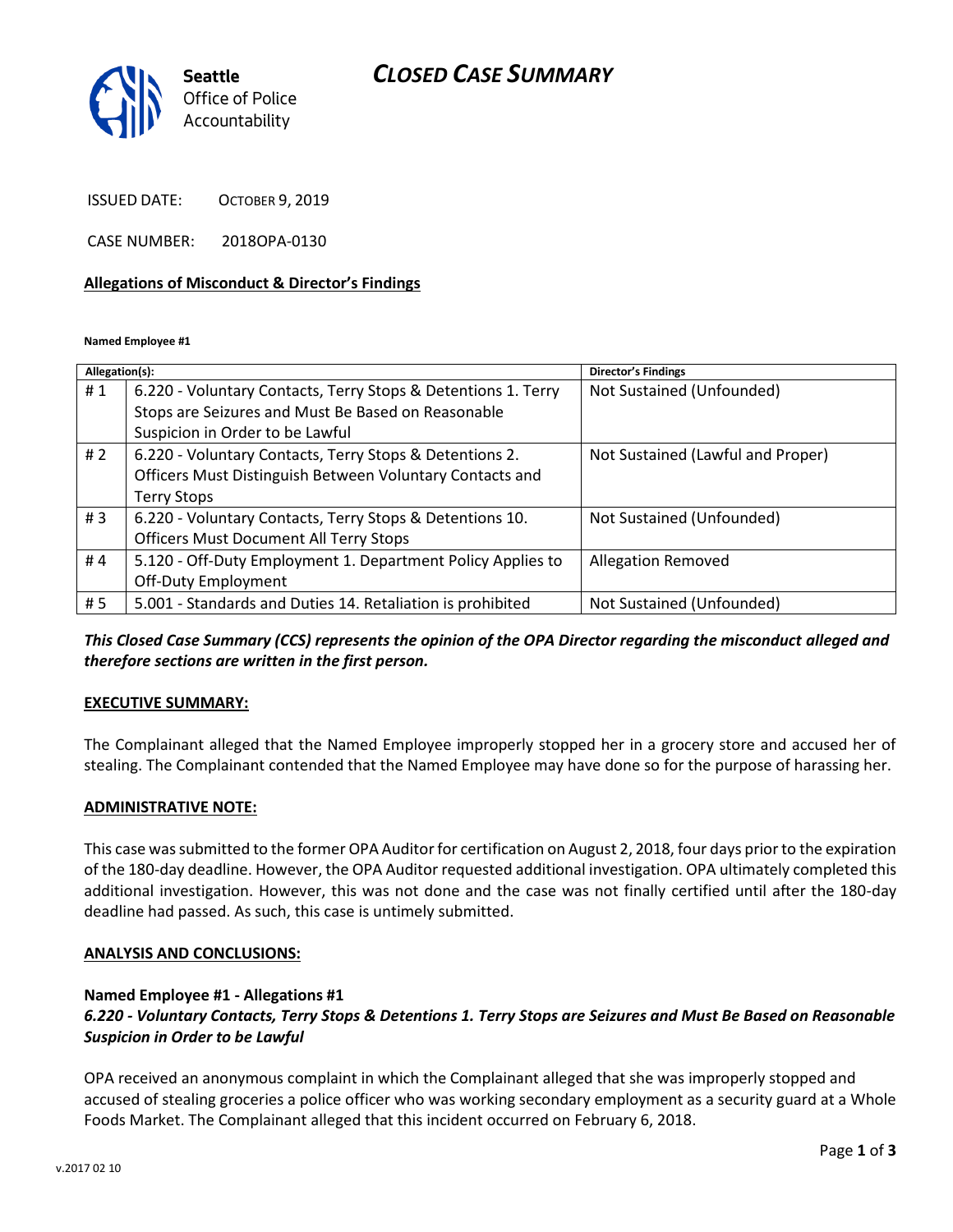Seattle Office of Police Accountability

# CLOSED CASE SUMMARY

ISSUED DATE: OCTOBER 9, 2019

CASE NUMBER: 2018OPA-0130

## Allegations of Misconduct & Director's Findings

**Named Employee #1**

| Allegation(s): | | Director's Findings |
|---|---|---|
| # 1 | 6.220 - Voluntary Contacts, Terry Stops & Detentions 1. Terry Stops are Seizures and Must Be Based on Reasonable Suspicion in Order to be Lawful | Not Sustained (Unfounded) |
| # 2 | 6.220 - Voluntary Contacts, Terry Stops & Detentions 2. Officers Must Distinguish Between Voluntary Contacts and Terry Stops | Not Sustained (Lawful and Proper) |
| # 3 | 6.220 - Voluntary Contacts, Terry Stops & Detentions 10. Officers Must Document All Terry Stops | Not Sustained (Unfounded) |
| # 4 | 5.120 - Off-Duty Employment 1. Department Policy Applies to Off-Duty Employment | Allegation Removed |
| # 5 | 5.001 - Standards and Duties 14. Retaliation is prohibited | Not Sustained (Unfounded) |

***This Closed Case Summary (CCS) represents the opinion of the OPA Director regarding the misconduct alleged and therefore sections are written in the first person.***

## EXECUTIVE SUMMARY:

The Complainant alleged that the Named Employee improperly stopped her in a grocery store and accused her of stealing. The Complainant contended that the Named Employee may have done so for the purpose of harassing her.

## ADMINISTRATIVE NOTE:

This case was submitted to the former OPA Auditor for certification on August 2, 2018, four days prior to the expiration of the 180-day deadline. However, the OPA Auditor requested additional investigation. OPA ultimately completed this additional investigation. However, this was not done and the case was not finally certified until after the 180-day deadline had passed. As such, this case is untimely submitted.

## ANALYSIS AND CONCLUSIONS:

**Named Employee #1 - Allegations #1**
***6.220 - Voluntary Contacts, Terry Stops & Detentions 1. Terry Stops are Seizures and Must Be Based on Reasonable Suspicion in Order to be Lawful***

OPA received an anonymous complaint in which the Complainant alleged that she was improperly stopped and accused of stealing groceries a police officer who was working secondary employment as a security guard at a Whole Foods Market. The Complainant alleged that this incident occurred on February 6, 2018.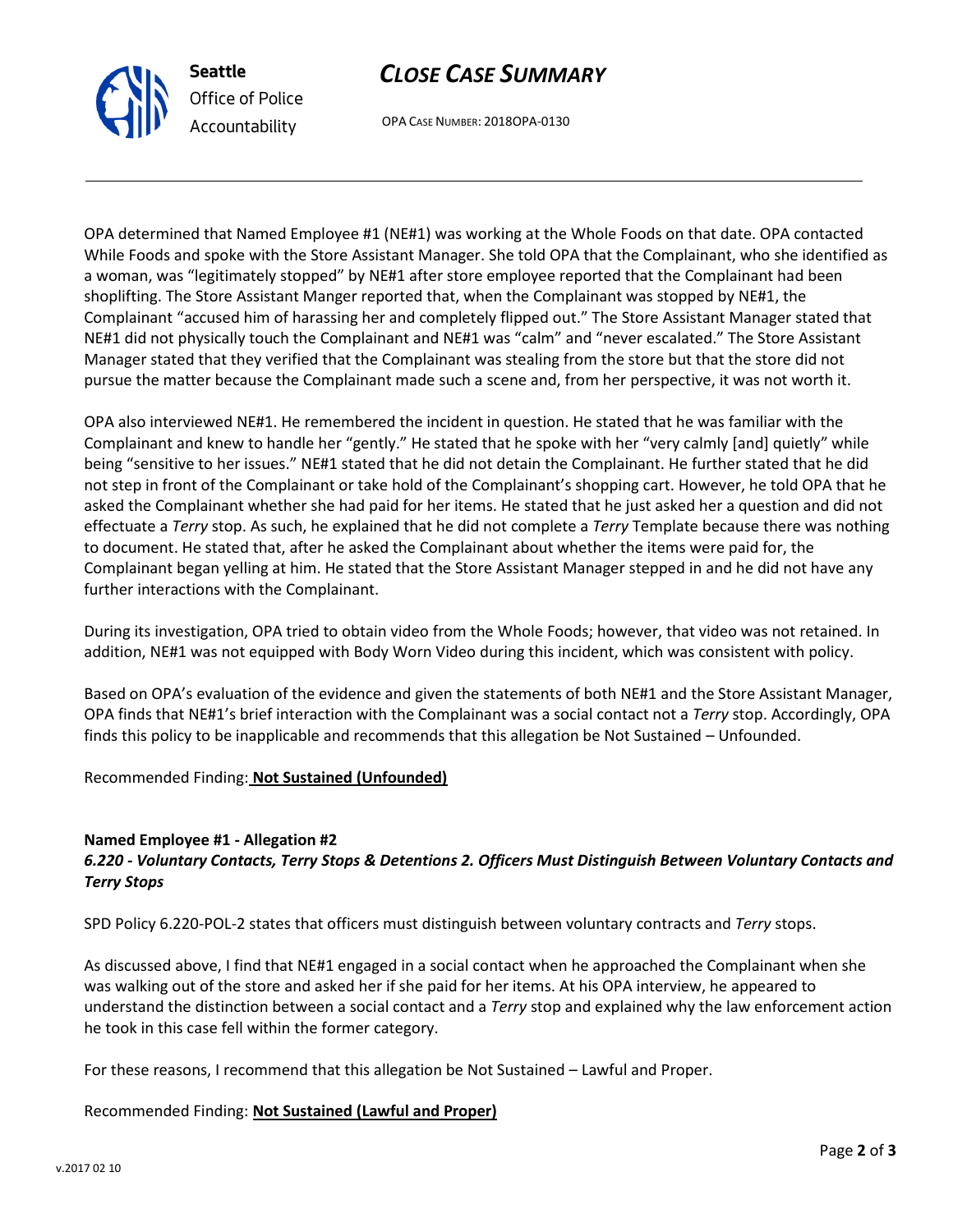OPA determined that Named Employee #1 (NE#1) was working at the Whole Foods on that date. OPA contacted While Foods and spoke with the Store Assistant Manager. She told OPA that the Complainant, who she identified as a woman, was "legitimately stopped" by NE#1 after store employee reported that the Complainant had been shoplifting. The Store Assistant Manger reported that, when the Complainant was stopped by NE#1, the Complainant "accused him of harassing her and completely flipped out." The Store Assistant Manager stated that NE#1 did not physically touch the Complainant and NE#1 was "calm" and "never escalated." The Store Assistant Manager stated that they verified that the Complainant was stealing from the store but that the store did not pursue the matter because the Complainant made such a scene and, from her perspective, it was not worth it.

OPA also interviewed NE#1. He remembered the incident in question. He stated that he was familiar with the Complainant and knew to handle her "gently." He stated that he spoke with her "very calmly [and] quietly" while being "sensitive to her issues." NE#1 stated that he did not detain the Complainant. He further stated that he did not step in front of the Complainant or take hold of the Complainant's shopping cart. However, he told OPA that he asked the Complainant whether she had paid for her items. He stated that he just asked her a question and did not effectuate a *Terry* stop. As such, he explained that he did not complete a *Terry* Template because there was nothing to document. He stated that, after he asked the Complainant about whether the items were paid for, the Complainant began yelling at him. He stated that the Store Assistant Manager stepped in and he did not have any further interactions with the Complainant.

During its investigation, OPA tried to obtain video from the Whole Foods; however, that video was not retained. In addition, NE#1 was not equipped with Body Worn Video during this incident, which was consistent with policy.

Based on OPA's evaluation of the evidence and given the statements of both NE#1 and the Store Assistant Manager, OPA finds that NE#1's brief interaction with the Complainant was a social contact not a *Terry* stop. Accordingly, OPA finds this policy to be inapplicable and recommends that this allegation be Not Sustained – Unfounded.

Recommended Finding: **Not Sustained (Unfounded)**

**Named Employee #1 - Allegation #2**
***6.220 - Voluntary Contacts, Terry Stops & Detentions 2. Officers Must Distinguish Between Voluntary Contacts and Terry Stops***

SPD Policy 6.220-POL-2 states that officers must distinguish between voluntary contracts and *Terry* stops.

As discussed above, I find that NE#1 engaged in a social contact when he approached the Complainant when she was walking out of the store and asked her if she paid for her items. At his OPA interview, he appeared to understand the distinction between a social contact and a *Terry* stop and explained why the law enforcement action he took in this case fell within the former category.

For these reasons, I recommend that this allegation be Not Sustained – Lawful and Proper.

Recommended Finding: **Not Sustained (Lawful and Proper)**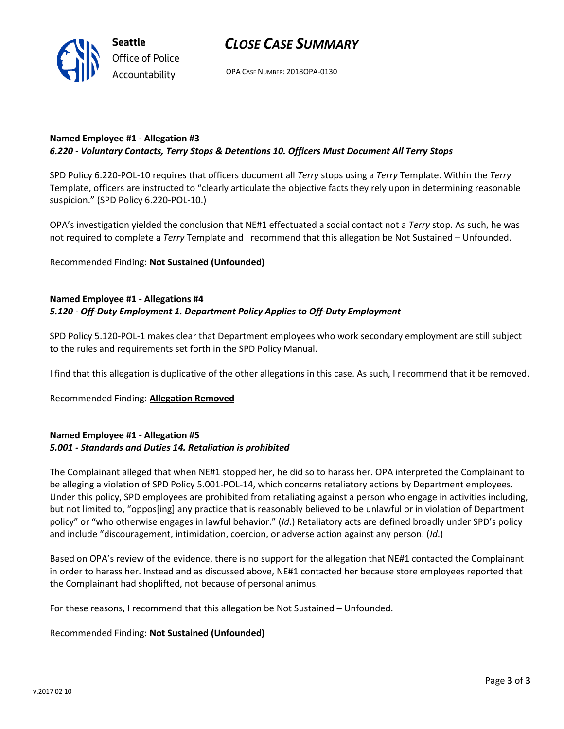**Named Employee #1 - Allegation #3**
***6.220 - Voluntary Contacts, Terry Stops & Detentions 10. Officers Must Document All Terry Stops***

SPD Policy 6.220-POL-10 requires that officers document all *Terry* stops using a *Terry* Template. Within the *Terry* Template, officers are instructed to "clearly articulate the objective facts they rely upon in determining reasonable suspicion." (SPD Policy 6.220-POL-10.)

OPA's investigation yielded the conclusion that NE#1 effectuated a social contact not a *Terry* stop. As such, he was not required to complete a *Terry* Template and I recommend that this allegation be Not Sustained – Unfounded.

Recommended Finding: **Not Sustained (Unfounded)**

**Named Employee #1 - Allegations #4**
***5.120 - Off-Duty Employment 1. Department Policy Applies to Off-Duty Employment***

SPD Policy 5.120-POL-1 makes clear that Department employees who work secondary employment are still subject to the rules and requirements set forth in the SPD Policy Manual.

I find that this allegation is duplicative of the other allegations in this case. As such, I recommend that it be removed.

Recommended Finding: **Allegation Removed**

**Named Employee #1 - Allegation #5**
***5.001 - Standards and Duties 14. Retaliation is prohibited***

The Complainant alleged that when NE#1 stopped her, he did so to harass her. OPA interpreted the Complainant to be alleging a violation of SPD Policy 5.001-POL-14, which concerns retaliatory actions by Department employees. Under this policy, SPD employees are prohibited from retaliating against a person who engage in activities including, but not limited to, "oppos[ing] any practice that is reasonably believed to be unlawful or in violation of Department policy" or "who otherwise engages in lawful behavior." (*Id*.) Retaliatory acts are defined broadly under SPD's policy and include "discouragement, intimidation, coercion, or adverse action against any person. (*Id*.)

Based on OPA's review of the evidence, there is no support for the allegation that NE#1 contacted the Complainant in order to harass her. Instead and as discussed above, NE#1 contacted her because store employees reported that the Complainant had shoplifted, not because of personal animus.

For these reasons, I recommend that this allegation be Not Sustained – Unfounded.

Recommended Finding: **Not Sustained (Unfounded)**